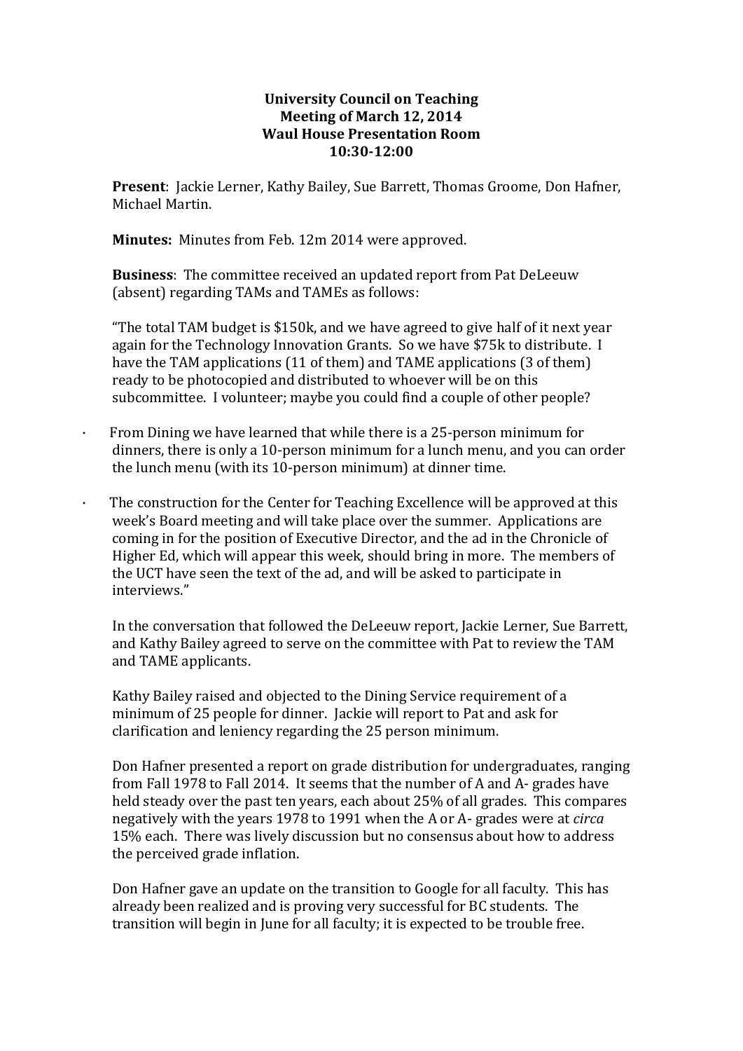**University Council on Teaching**
**Meeting of March 12, 2014**
**Waul House Presentation Room**
**10:30-12:00**

**Present**: Jackie Lerner, Kathy Bailey, Sue Barrett, Thomas Groome, Don Hafner, Michael Martin.

**Minutes:** Minutes from Feb. 12m 2014 were approved.

**Business**: The committee received an updated report from Pat DeLeeuw (absent) regarding TAMs and TAMEs as follows:

"The total TAM budget is $150k, and we have agreed to give half of it next year again for the Technology Innovation Grants. So we have $75k to distribute. I have the TAM applications (11 of them) and TAME applications (3 of them) ready to be photocopied and distributed to whoever will be on this subcommittee. I volunteer; maybe you could find a couple of other people?

- From Dining we have learned that while there is a 25-person minimum for dinners, there is only a 10-person minimum for a lunch menu, and you can order the lunch menu (with its 10-person minimum) at dinner time.

- The construction for the Center for Teaching Excellence will be approved at this week's Board meeting and will take place over the summer. Applications are coming in for the position of Executive Director, and the ad in the Chronicle of Higher Ed, which will appear this week, should bring in more. The members of the UCT have seen the text of the ad, and will be asked to participate in interviews."

In the conversation that followed the DeLeeuw report, Jackie Lerner, Sue Barrett, and Kathy Bailey agreed to serve on the committee with Pat to review the TAM and TAME applicants.

Kathy Bailey raised and objected to the Dining Service requirement of a minimum of 25 people for dinner. Jackie will report to Pat and ask for clarification and leniency regarding the 25 person minimum.

Don Hafner presented a report on grade distribution for undergraduates, ranging from Fall 1978 to Fall 2014. It seems that the number of A and A- grades have held steady over the past ten years, each about 25% of all grades. This compares negatively with the years 1978 to 1991 when the A or A- grades were at *circa* 15% each. There was lively discussion but no consensus about how to address the perceived grade inflation.

Don Hafner gave an update on the transition to Google for all faculty. This has already been realized and is proving very successful for BC students. The transition will begin in June for all faculty; it is expected to be trouble free.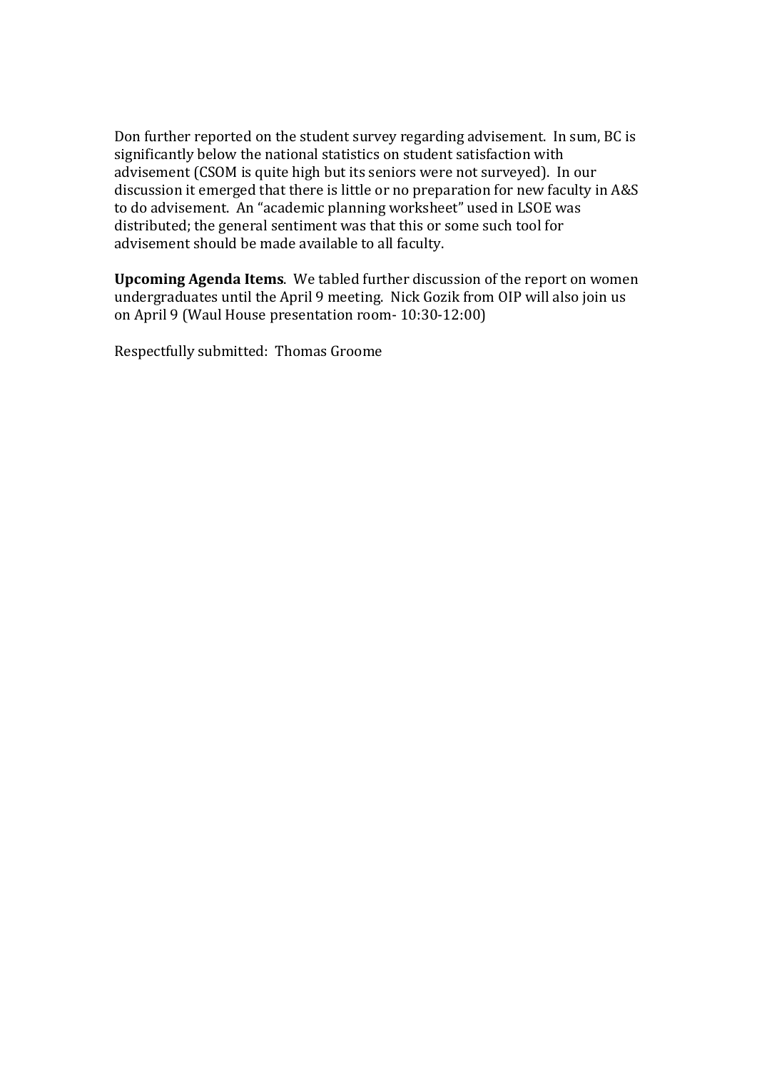Don further reported on the student survey regarding advisement. In sum, BC is significantly below the national statistics on student satisfaction with advisement (CSOM is quite high but its seniors were not surveyed). In our discussion it emerged that there is little or no preparation for new faculty in A&S to do advisement. An "academic planning worksheet" used in LSOE was distributed; the general sentiment was that this or some such tool for advisement should be made available to all faculty.

**Upcoming Agenda Items**. We tabled further discussion of the report on women undergraduates until the April 9 meeting. Nick Gozik from OIP will also join us on April 9 (Waul House presentation room- 10:30-12:00)

Respectfully submitted: Thomas Groome